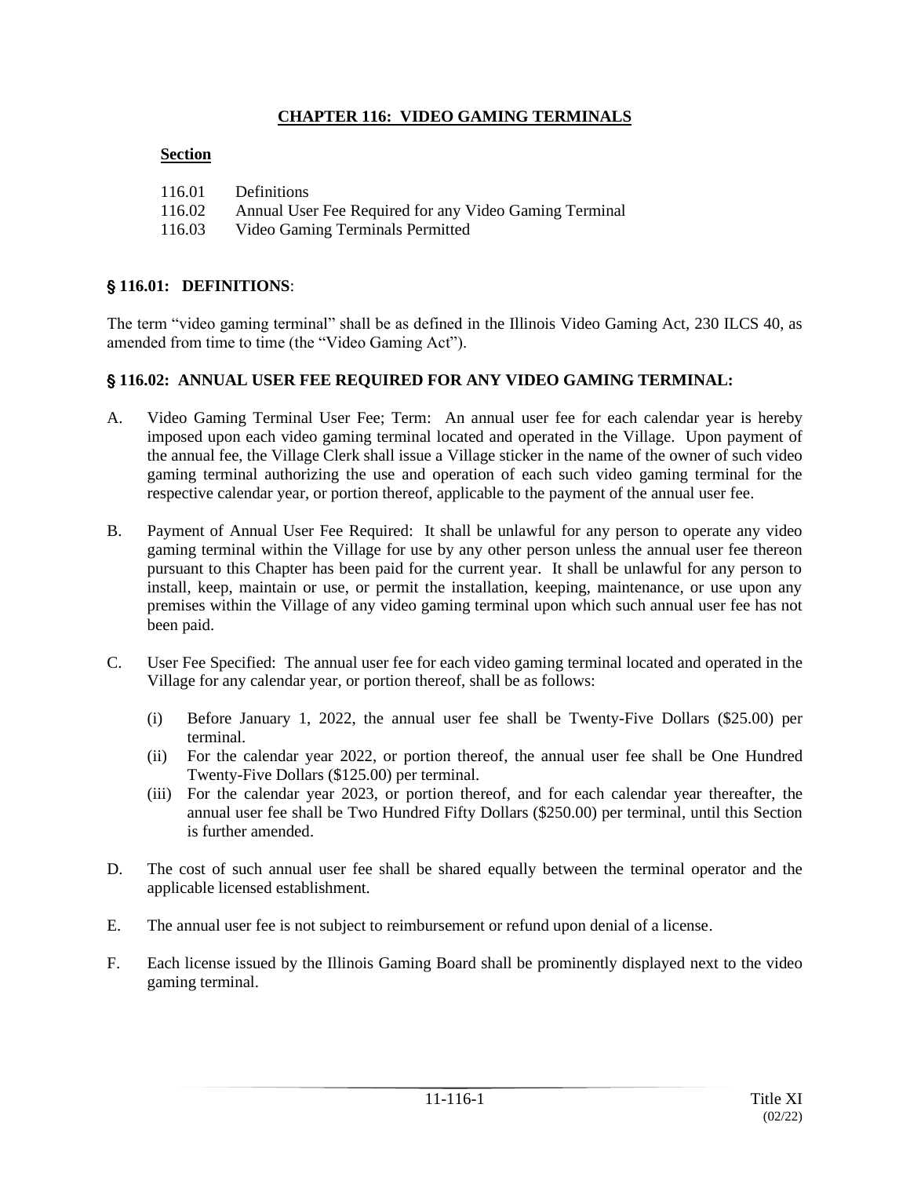# CHAPTER 116: VIDEO GAMING TERMINALS

**Section**

116.01 Definitions
116.02 Annual User Fee Required for any Video Gaming Terminal
116.03 Video Gaming Terminals Permitted

## § 116.01: DEFINITIONS:

The term "video gaming terminal" shall be as defined in the Illinois Video Gaming Act, 230 ILCS 40, as amended from time to time (the "Video Gaming Act").

## § 116.02: ANNUAL USER FEE REQUIRED FOR ANY VIDEO GAMING TERMINAL:

A. Video Gaming Terminal User Fee; Term: An annual user fee for each calendar year is hereby imposed upon each video gaming terminal located and operated in the Village. Upon payment of the annual fee, the Village Clerk shall issue a Village sticker in the name of the owner of such video gaming terminal authorizing the use and operation of each such video gaming terminal for the respective calendar year, or portion thereof, applicable to the payment of the annual user fee.

B. Payment of Annual User Fee Required: It shall be unlawful for any person to operate any video gaming terminal within the Village for use by any other person unless the annual user fee thereon pursuant to this Chapter has been paid for the current year. It shall be unlawful for any person to install, keep, maintain or use, or permit the installation, keeping, maintenance, or use upon any premises within the Village of any video gaming terminal upon which such annual user fee has not been paid.

C. User Fee Specified: The annual user fee for each video gaming terminal located and operated in the Village for any calendar year, or portion thereof, shall be as follows:

   (i) Before January 1, 2022, the annual user fee shall be Twenty-Five Dollars ($25.00) per terminal.
   (ii) For the calendar year 2022, or portion thereof, the annual user fee shall be One Hundred Twenty-Five Dollars ($125.00) per terminal.
   (iii) For the calendar year 2023, or portion thereof, and for each calendar year thereafter, the annual user fee shall be Two Hundred Fifty Dollars ($250.00) per terminal, until this Section is further amended.

D. The cost of such annual user fee shall be shared equally between the terminal operator and the applicable licensed establishment.

E. The annual user fee is not subject to reimbursement or refund upon denial of a license.

F. Each license issued by the Illinois Gaming Board shall be prominently displayed next to the video gaming terminal.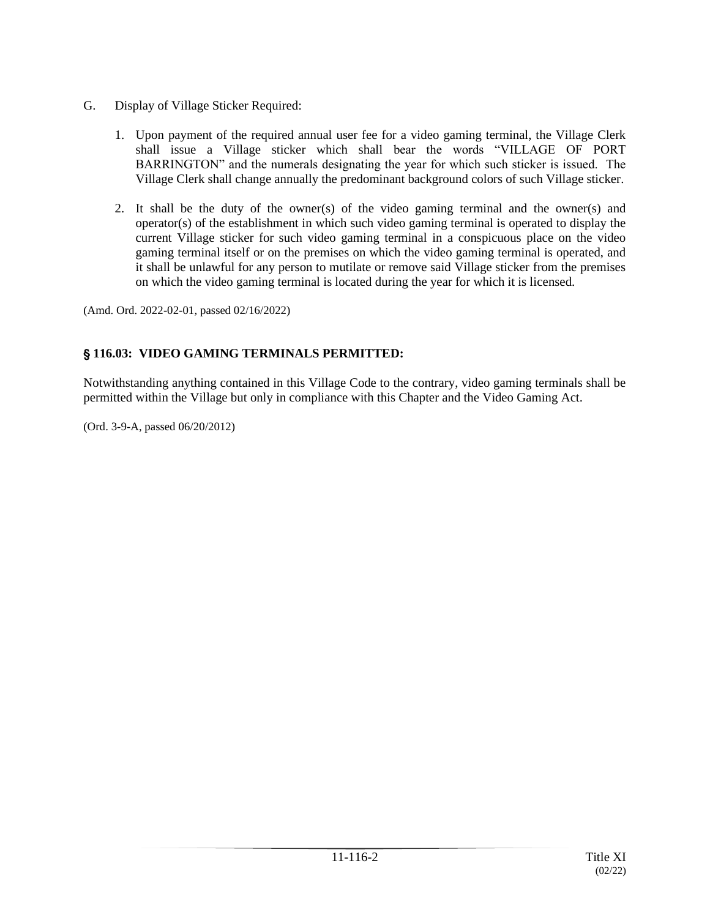G. Display of Village Sticker Required:

1. Upon payment of the required annual user fee for a video gaming terminal, the Village Clerk shall issue a Village sticker which shall bear the words "VILLAGE OF PORT BARRINGTON" and the numerals designating the year for which such sticker is issued. The Village Clerk shall change annually the predominant background colors of such Village sticker.

2. It shall be the duty of the owner(s) of the video gaming terminal and the owner(s) and operator(s) of the establishment in which such video gaming terminal is operated to display the current Village sticker for such video gaming terminal in a conspicuous place on the video gaming terminal itself or on the premises on which the video gaming terminal is operated, and it shall be unlawful for any person to mutilate or remove said Village sticker from the premises on which the video gaming terminal is located during the year for which it is licensed.

(Amd. Ord. 2022-02-01, passed 02/16/2022)

## § 116.03: VIDEO GAMING TERMINALS PERMITTED:

Notwithstanding anything contained in this Village Code to the contrary, video gaming terminals shall be permitted within the Village but only in compliance with this Chapter and the Video Gaming Act.

(Ord. 3-9-A, passed 06/20/2012)